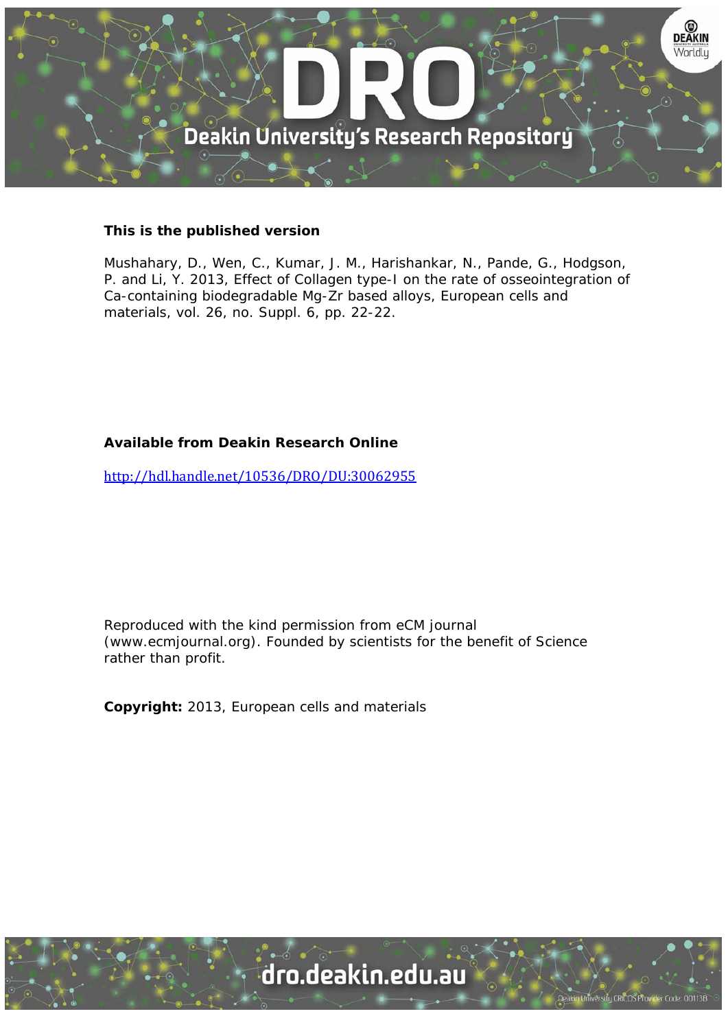**This is the published version**

Mushahary, D., Wen, C., Kumar, J. M., Harishankar, N., Pande, G., Hodgson, P. and Li, Y. 2013, Effect of Collagen type-I on the rate of osseointegration of Ca-containing biodegradable Mg-Zr based alloys, European cells and materials, vol. 26, no. Suppl. 6, pp. 22-22.

**Available from Deakin Research Online**

http://hdl.handle.net/10536/DRO/DU:30062955

Reproduced with the kind permission from eCM journal (www.ecmjournal.org). Founded by scientists for the benefit of Science rather than profit.

**Copyright:** 2013, European cells and materials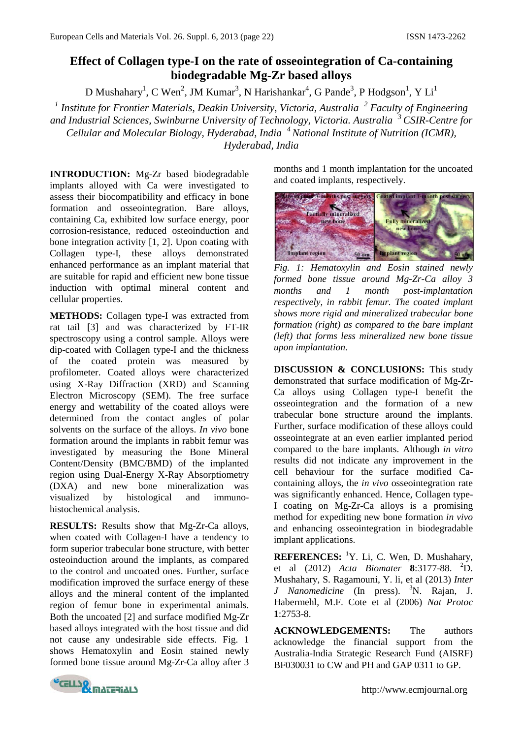# Effect of Collagen type-I on the rate of osseointegration of Ca-containing biodegradable Mg-Zr based alloys

D Mushahary[1], C Wen[2], JM Kumar[3], N Harishankar[4], G Pande[3], P Hodgson[1], Y Li[1]

*[1] Institute for Frontier Materials, Deakin University, Victoria, Australia [2] Faculty of Engineering and Industrial Sciences, Swinburne University of Technology, Victoria. Australia [3] CSIR-Centre for Cellular and Molecular Biology, Hyderabad, India [4] National Institute of Nutrition (ICMR), Hyderabad, India*

**INTRODUCTION:** Mg-Zr based biodegradable implants alloyed with Ca were investigated to assess their biocompatibility and efficacy in bone formation and osseointegration. Bare alloys, containing Ca, exhibited low surface energy, poor corrosion-resistance, reduced osteoinduction and bone integration activity [1, 2]. Upon coating with Collagen type-I, these alloys demonstrated enhanced performance as an implant material that are suitable for rapid and efficient new bone tissue induction with optimal mineral content and cellular properties.

**METHODS:** Collagen type-I was extracted from rat tail [3] and was characterized by FT-IR spectroscopy using a control sample. Alloys were dip-coated with Collagen type-I and the thickness of the coated protein was measured by profilometer. Coated alloys were characterized using X-Ray Diffraction (XRD) and Scanning Electron Microscopy (SEM). The free surface energy and wettability of the coated alloys were determined from the contact angles of polar solvents on the surface of the alloys. *In vivo* bone formation around the implants in rabbit femur was investigated by measuring the Bone Mineral Content/Density (BMC/BMD) of the implanted region using Dual-Energy X-Ray Absorptiometry (DXA) and new bone mineralization was visualized by histological and immuno-histochemical analysis.

**RESULTS:** Results show that Mg-Zr-Ca alloys, when coated with Collagen-I have a tendency to form superior trabecular bone structure, with better osteoinduction around the implants, as compared to the control and uncoated ones. Further, surface modification improved the surface energy of these alloys and the mineral content of the implanted region of femur bone in experimental animals. Both the uncoated [2] and surface modified Mg-Zr based alloys integrated with the host tissue and did not cause any undesirable side effects. Fig. 1 shows Hematoxylin and Eosin stained newly formed bone tissue around Mg-Zr-Ca alloy after 3 months and 1 month implantation for the uncoated and coated implants, respectively.

Bare implant 3-months post surgery
Partially mineralized new bone
Implant region
50 µm
Coated implant 1-month post surgery
Fully mineralized new bone
Implant region
50 µm

*Fig. 1: Hematoxylin and Eosin stained newly formed bone tissue around Mg-Zr-Ca alloy 3 months and 1 month post-implantation respectively, in rabbit femur. The coated implant shows more rigid and mineralized trabecular bone formation (right) as compared to the bare implant (left) that forms less mineralized new bone tissue upon implantation.*

**DISCUSSION & CONCLUSIONS:** This study demonstrated that surface modification of Mg-Zr-Ca alloys using Collagen type-I benefit the osseointegration and the formation of a new trabecular bone structure around the implants. Further, surface modification of these alloys could osseointegrate at an even earlier implanted period compared to the bare implants. Although *in vitro* results did not indicate any improvement in the cell behaviour for the surface modified Ca-containing alloys, the *in vivo* osseointegration rate was significantly enhanced. Hence, Collagen type-I coating on Mg-Zr-Ca alloys is a promising method for expediting new bone formation *in vivo* and enhancing osseointegration in biodegradable implant applications.

**REFERENCES:** [1]Y. Li, C. Wen, D. Mushahary, et al (2012) *Acta Biomater* **8**:3177-88. [2]D. Mushahary, S. Ragamouni, Y. li, et al (2013) *Inter J Nanomedicine* (In press). [3]N. Rajan, J. Habermehl, M.F. Cote et al (2006) *Nat Protoc* **1**:2753-8.

**ACKNOWLEDGEMENTS:** The authors acknowledge the financial support from the Australia-India Strategic Research Fund (AISRF) BF030031 to CW and PH and GAP 0311 to GP.